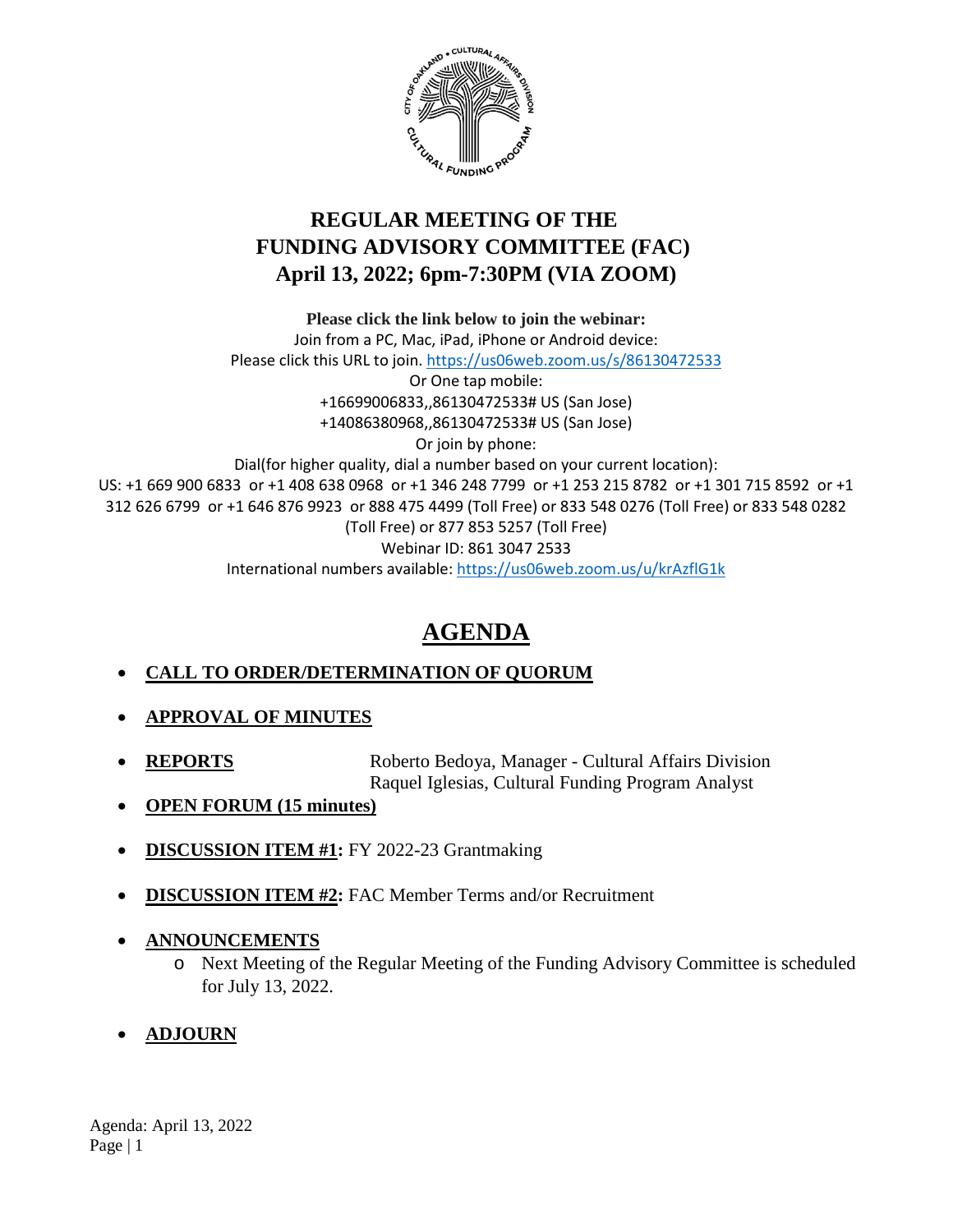# REGULAR MEETING OF THE FUNDING ADVISORY COMMITTEE (FAC)
## April 13, 2022; 6pm-7:30PM (VIA ZOOM)

**Please click the link below to join the webinar:**

Join from a PC, Mac, iPad, iPhone or Android device:

Please click this URL to join. https://us06web.zoom.us/s/86130472533

Or One tap mobile:

+16699006833,,86130472533# US (San Jose)

+14086380968,,86130472533# US (San Jose)

Or join by phone:

Dial(for higher quality, dial a number based on your current location):

US: +1 669 900 6833 or +1 408 638 0968 or +1 346 248 7799 or +1 253 215 8782 or +1 301 715 8592 or +1 312 626 6799 or +1 646 876 9923 or 888 475 4499 (Toll Free) or 833 548 0276 (Toll Free) or 833 548 0282 (Toll Free) or 877 853 5257 (Toll Free)

Webinar ID: 861 3047 2533

International numbers available: https://us06web.zoom.us/u/krAzflG1k

# AGENDA

- **CALL TO ORDER/DETERMINATION OF QUORUM**
- **APPROVAL OF MINUTES**
- **REPORTS** Roberto Bedoya, Manager - Cultural Affairs Division
  Raquel Iglesias, Cultural Funding Program Analyst
- **OPEN FORUM (15 minutes)**
- **DISCUSSION ITEM #1:** FY 2022-23 Grantmaking
- **DISCUSSION ITEM #2:** FAC Member Terms and/or Recruitment
- **ANNOUNCEMENTS**
  - Next Meeting of the Regular Meeting of the Funding Advisory Committee is scheduled for July 13, 2022.
- **ADJOURN**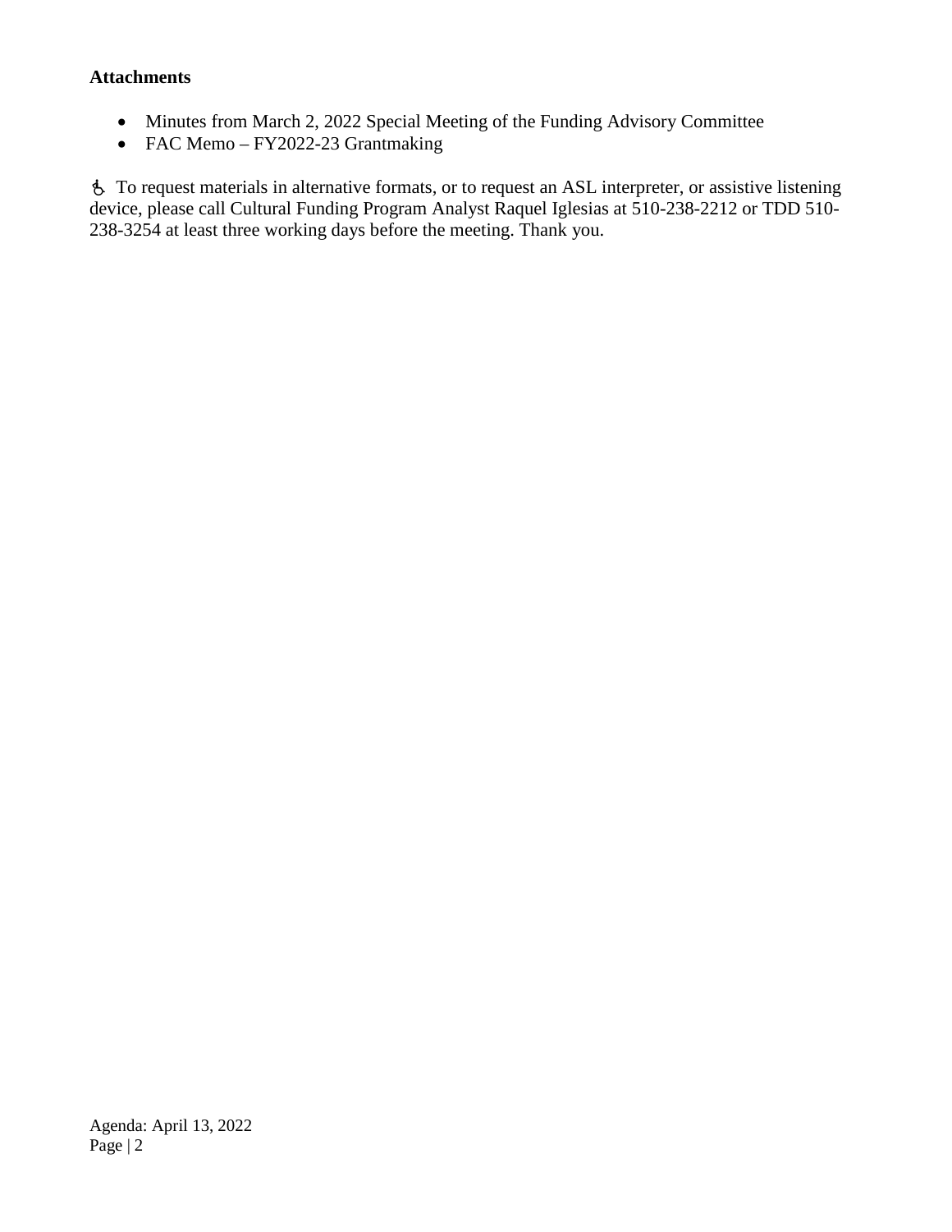**Attachments**

- Minutes from March 2, 2022 Special Meeting of the Funding Advisory Committee
- FAC Memo – FY2022-23 Grantmaking

♿ To request materials in alternative formats, or to request an ASL interpreter, or assistive listening device, please call Cultural Funding Program Analyst Raquel Iglesias at 510-238-2212 or TDD 510-238-3254 at least three working days before the meeting. Thank you.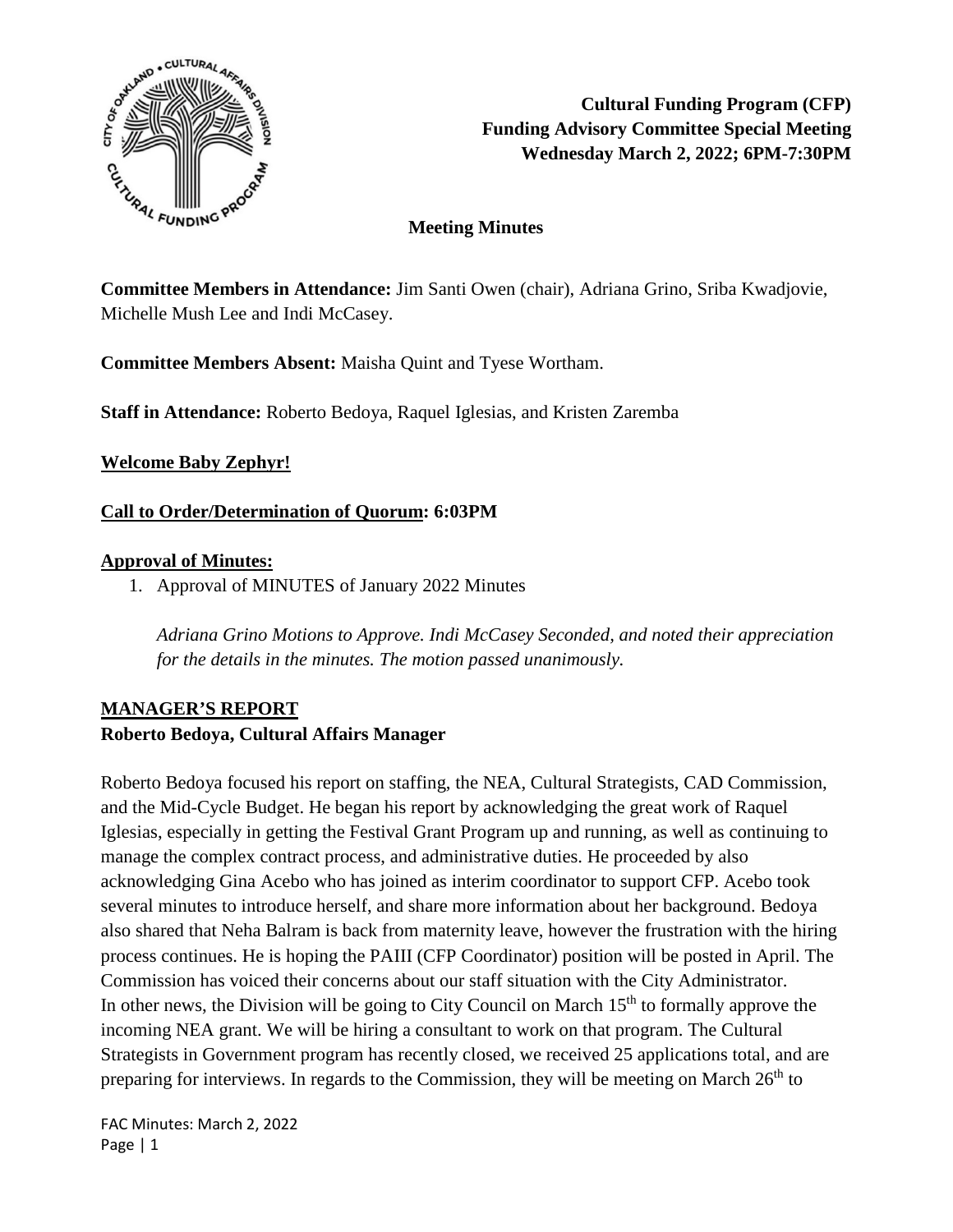# Cultural Funding Program (CFP)
# Funding Advisory Committee Special Meeting
# Wednesday March 2, 2022; 6PM-7:30PM

## Meeting Minutes

**Committee Members in Attendance:** Jim Santi Owen (chair), Adriana Grino, Sriba Kwadjovie, Michelle Mush Lee and Indi McCasey.

**Committee Members Absent:** Maisha Quint and Tyese Wortham.

**Staff in Attendance:** Roberto Bedoya, Raquel Iglesias, and Kristen Zaremba

**Welcome Baby Zephyr!**

**Call to Order/Determination of Quorum: 6:03PM**

**Approval of Minutes:**

1. Approval of MINUTES of January 2022 Minutes

   *Adriana Grino Motions to Approve. Indi McCasey Seconded, and noted their appreciation for the details in the minutes. The motion passed unanimously.*

## MANAGER'S REPORT

**Roberto Bedoya, Cultural Affairs Manager**

Roberto Bedoya focused his report on staffing, the NEA, Cultural Strategists, CAD Commission, and the Mid-Cycle Budget. He began his report by acknowledging the great work of Raquel Iglesias, especially in getting the Festival Grant Program up and running, as well as continuing to manage the complex contract process, and administrative duties. He proceeded by also acknowledging Gina Acebo who has joined as interim coordinator to support CFP. Acebo took several minutes to introduce herself, and share more information about her background. Bedoya also shared that Neha Balram is back from maternity leave, however the frustration with the hiring process continues. He is hoping the PAIII (CFP Coordinator) position will be posted in April. The Commission has voiced their concerns about our staff situation with the City Administrator. In other news, the Division will be going to City Council on March 15th to formally approve the incoming NEA grant. We will be hiring a consultant to work on that program. The Cultural Strategists in Government program has recently closed, we received 25 applications total, and are preparing for interviews. In regards to the Commission, they will be meeting on March 26th to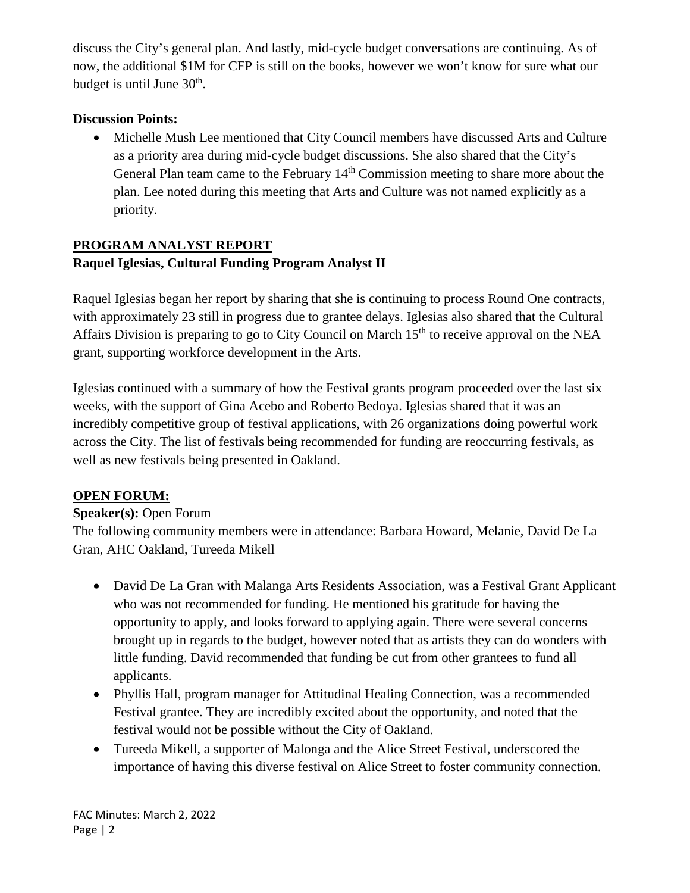discuss the City's general plan. And lastly, mid-cycle budget conversations are continuing. As of now, the additional $1M for CFP is still on the books, however we won't know for sure what our budget is until June 30th.

**Discussion Points:**

- Michelle Mush Lee mentioned that City Council members have discussed Arts and Culture as a priority area during mid-cycle budget discussions. She also shared that the City's General Plan team came to the February 14th Commission meeting to share more about the plan. Lee noted during this meeting that Arts and Culture was not named explicitly as a priority.

## PROGRAM ANALYST REPORT

**Raquel Iglesias, Cultural Funding Program Analyst II**

Raquel Iglesias began her report by sharing that she is continuing to process Round One contracts, with approximately 23 still in progress due to grantee delays. Iglesias also shared that the Cultural Affairs Division is preparing to go to City Council on March 15th to receive approval on the NEA grant, supporting workforce development in the Arts.

Iglesias continued with a summary of how the Festival grants program proceeded over the last six weeks, with the support of Gina Acebo and Roberto Bedoya. Iglesias shared that it was an incredibly competitive group of festival applications, with 26 organizations doing powerful work across the City. The list of festivals being recommended for funding are reoccurring festivals, as well as new festivals being presented in Oakland.

## OPEN FORUM:

**Speaker(s):** Open Forum

The following community members were in attendance: Barbara Howard, Melanie, David De La Gran, AHC Oakland, Tureeda Mikell

- David De La Gran with Malanga Arts Residents Association, was a Festival Grant Applicant who was not recommended for funding. He mentioned his gratitude for having the opportunity to apply, and looks forward to applying again. There were several concerns brought up in regards to the budget, however noted that as artists they can do wonders with little funding. David recommended that funding be cut from other grantees to fund all applicants.
- Phyllis Hall, program manager for Attitudinal Healing Connection, was a recommended Festival grantee. They are incredibly excited about the opportunity, and noted that the festival would not be possible without the City of Oakland.
- Tureeda Mikell, a supporter of Malonga and the Alice Street Festival, underscored the importance of having this diverse festival on Alice Street to foster community connection.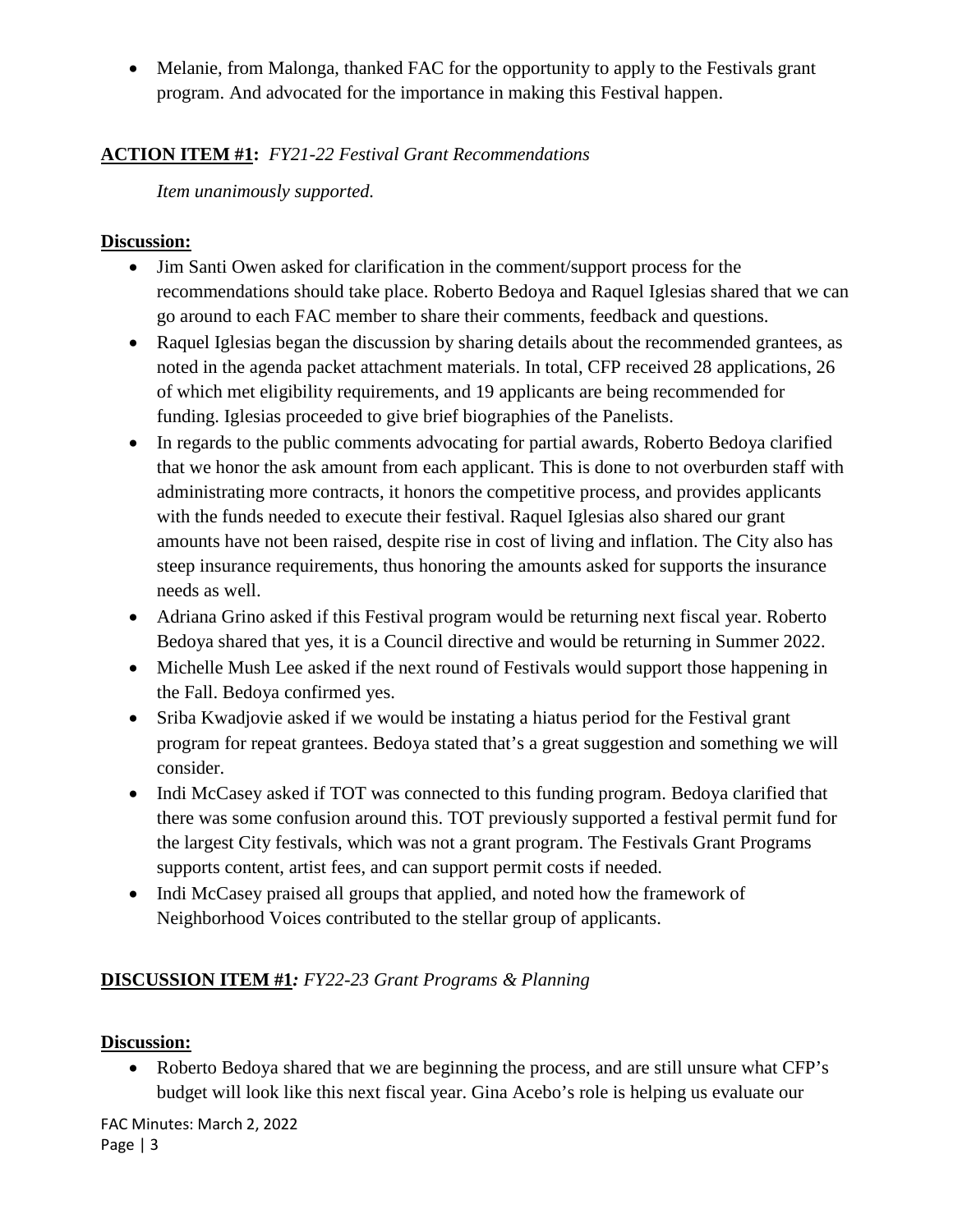- Melanie, from Malonga, thanked FAC for the opportunity to apply to the Festivals grant program. And advocated for the importance in making this Festival happen.

**ACTION ITEM #1:** *FY21-22 Festival Grant Recommendations*

*Item unanimously supported.*

**Discussion:**

- Jim Santi Owen asked for clarification in the comment/support process for the recommendations should take place. Roberto Bedoya and Raquel Iglesias shared that we can go around to each FAC member to share their comments, feedback and questions.
- Raquel Iglesias began the discussion by sharing details about the recommended grantees, as noted in the agenda packet attachment materials. In total, CFP received 28 applications, 26 of which met eligibility requirements, and 19 applicants are being recommended for funding. Iglesias proceeded to give brief biographies of the Panelists.
- In regards to the public comments advocating for partial awards, Roberto Bedoya clarified that we honor the ask amount from each applicant. This is done to not overburden staff with administrating more contracts, it honors the competitive process, and provides applicants with the funds needed to execute their festival. Raquel Iglesias also shared our grant amounts have not been raised, despite rise in cost of living and inflation. The City also has steep insurance requirements, thus honoring the amounts asked for supports the insurance needs as well.
- Adriana Grino asked if this Festival program would be returning next fiscal year. Roberto Bedoya shared that yes, it is a Council directive and would be returning in Summer 2022.
- Michelle Mush Lee asked if the next round of Festivals would support those happening in the Fall. Bedoya confirmed yes.
- Sriba Kwadjovie asked if we would be instating a hiatus period for the Festival grant program for repeat grantees. Bedoya stated that's a great suggestion and something we will consider.
- Indi McCasey asked if TOT was connected to this funding program. Bedoya clarified that there was some confusion around this. TOT previously supported a festival permit fund for the largest City festivals, which was not a grant program. The Festivals Grant Programs supports content, artist fees, and can support permit costs if needed.
- Indi McCasey praised all groups that applied, and noted how the framework of Neighborhood Voices contributed to the stellar group of applicants.

**DISCUSSION ITEM #1***: FY22-23 Grant Programs & Planning*

**Discussion:**

- Roberto Bedoya shared that we are beginning the process, and are still unsure what CFP's budget will look like this next fiscal year. Gina Acebo's role is helping us evaluate our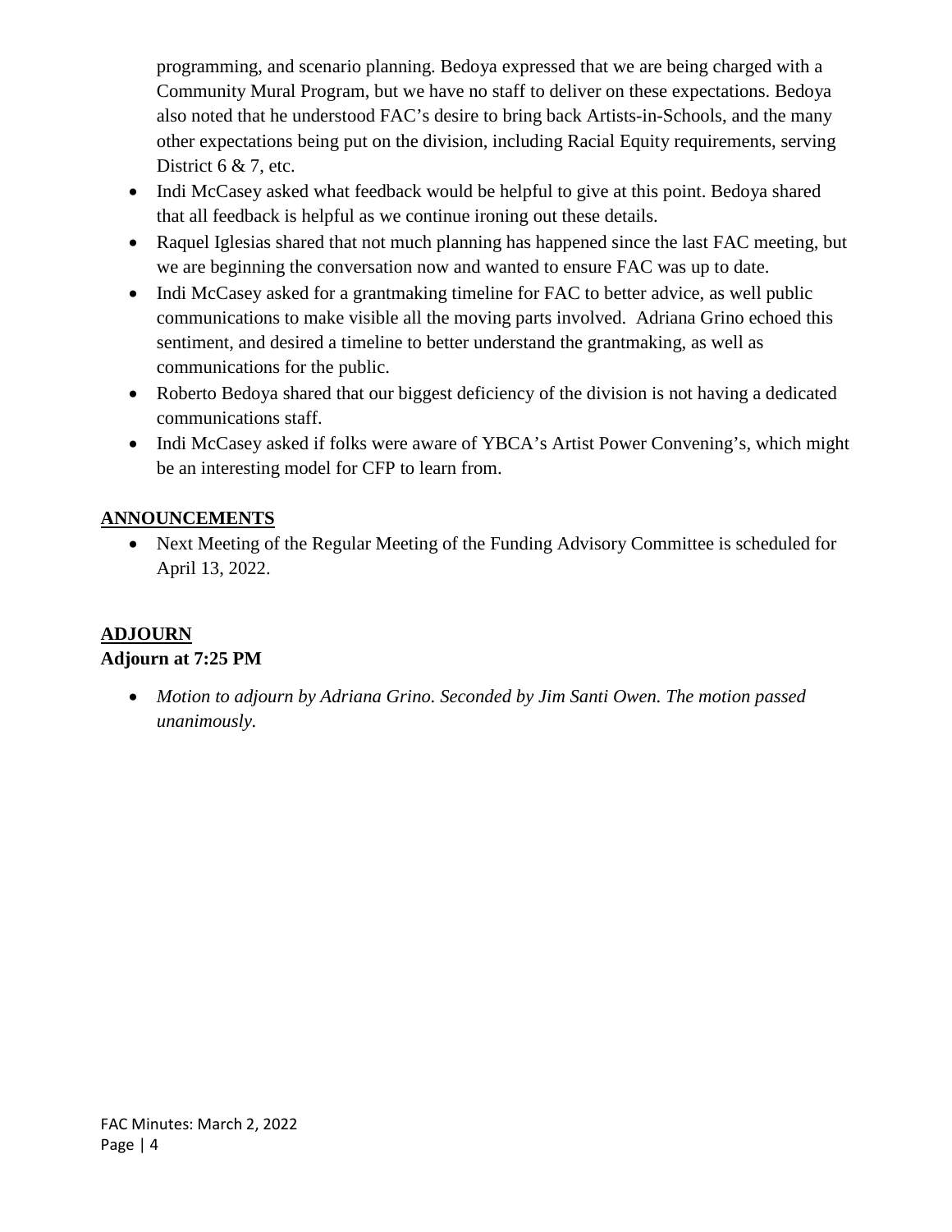programming, and scenario planning. Bedoya expressed that we are being charged with a Community Mural Program, but we have no staff to deliver on these expectations. Bedoya also noted that he understood FAC's desire to bring back Artists-in-Schools, and the many other expectations being put on the division, including Racial Equity requirements, serving District 6 & 7, etc.

- Indi McCasey asked what feedback would be helpful to give at this point. Bedoya shared that all feedback is helpful as we continue ironing out these details.
- Raquel Iglesias shared that not much planning has happened since the last FAC meeting, but we are beginning the conversation now and wanted to ensure FAC was up to date.
- Indi McCasey asked for a grantmaking timeline for FAC to better advice, as well public communications to make visible all the moving parts involved. Adriana Grino echoed this sentiment, and desired a timeline to better understand the grantmaking, as well as communications for the public.
- Roberto Bedoya shared that our biggest deficiency of the division is not having a dedicated communications staff.
- Indi McCasey asked if folks were aware of YBCA's Artist Power Convening's, which might be an interesting model for CFP to learn from.

## ANNOUNCEMENTS

- Next Meeting of the Regular Meeting of the Funding Advisory Committee is scheduled for April 13, 2022.

## ADJOURN

**Adjourn at 7:25 PM**

- *Motion to adjourn by Adriana Grino. Seconded by Jim Santi Owen. The motion passed unanimously.*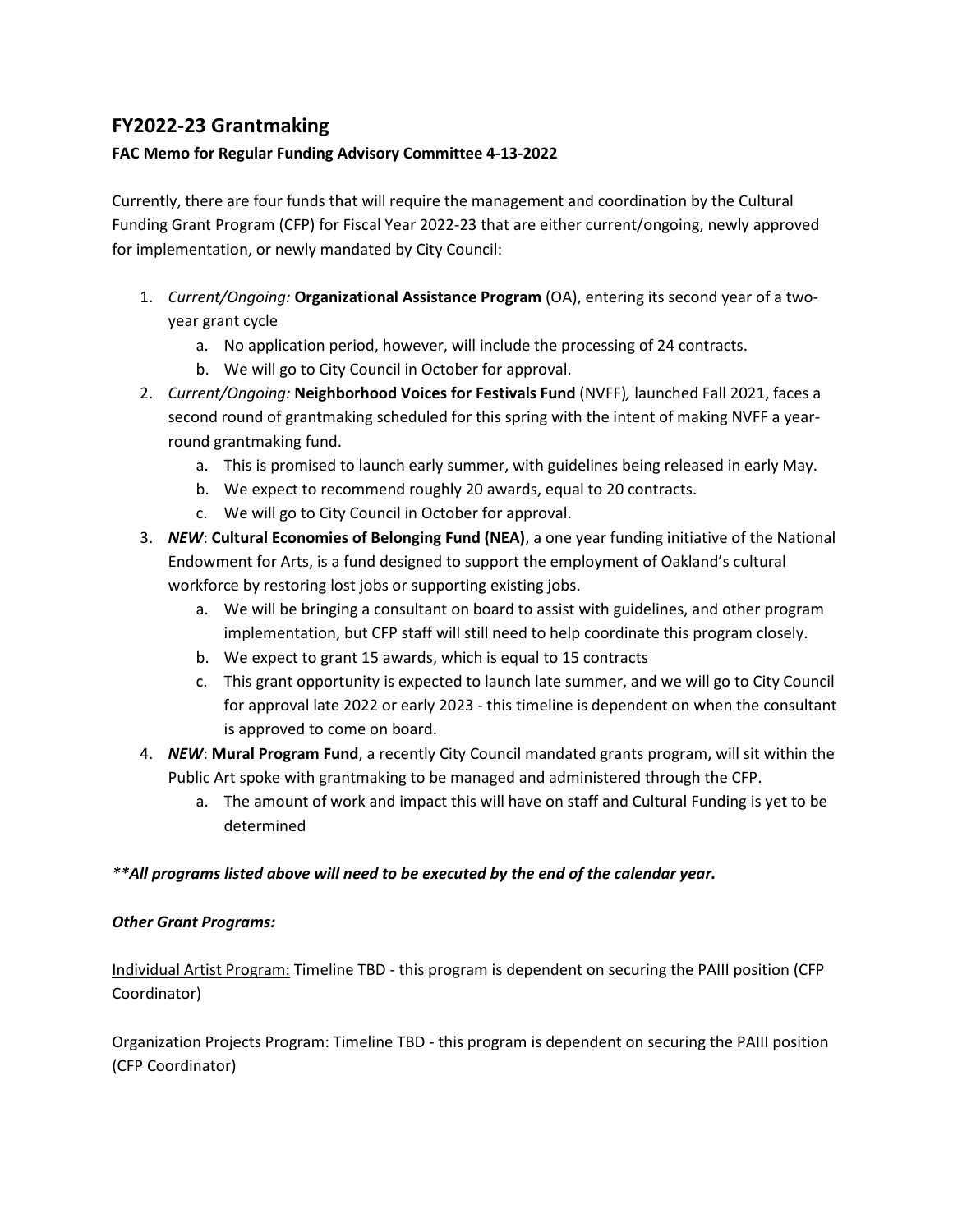## FY2022-23 Grantmaking

**FAC Memo for Regular Funding Advisory Committee 4-13-2022**

Currently, there are four funds that will require the management and coordination by the Cultural Funding Grant Program (CFP) for Fiscal Year 2022-23 that are either current/ongoing, newly approved for implementation, or newly mandated by City Council:

1. *Current/Ongoing:* **Organizational Assistance Program** (OA), entering its second year of a two-year grant cycle
   a. No application period, however, will include the processing of 24 contracts.
   b. We will go to City Council in October for approval.
2. *Current/Ongoing:* **Neighborhood Voices for Festivals Fund** (NVFF)*,* launched Fall 2021, faces a second round of grantmaking scheduled for this spring with the intent of making NVFF a year-round grantmaking fund.
   a. This is promised to launch early summer, with guidelines being released in early May.
   b. We expect to recommend roughly 20 awards, equal to 20 contracts.
   c. We will go to City Council in October for approval.
3. ***NEW***: **Cultural Economies of Belonging Fund (NEA)**, a one year funding initiative of the National Endowment for Arts, is a fund designed to support the employment of Oakland's cultural workforce by restoring lost jobs or supporting existing jobs.
   a. We will be bringing a consultant on board to assist with guidelines, and other program implementation, but CFP staff will still need to help coordinate this program closely.
   b. We expect to grant 15 awards, which is equal to 15 contracts
   c. This grant opportunity is expected to launch late summer, and we will go to City Council for approval late 2022 or early 2023 - this timeline is dependent on when the consultant is approved to come on board.
4. ***NEW***: **Mural Program Fund**, a recently City Council mandated grants program, will sit within the Public Art spoke with grantmaking to be managed and administered through the CFP.
   a. The amount of work and impact this will have on staff and Cultural Funding is yet to be determined

***\*\*All programs listed above will need to be executed by the end of the calendar year.***

***Other Grant Programs:***

<u>Individual Artist Program:</u> Timeline TBD - this program is dependent on securing the PAIII position (CFP Coordinator)

<u>Organization Projects Program</u>: Timeline TBD - this program is dependent on securing the PAIII position (CFP Coordinator)